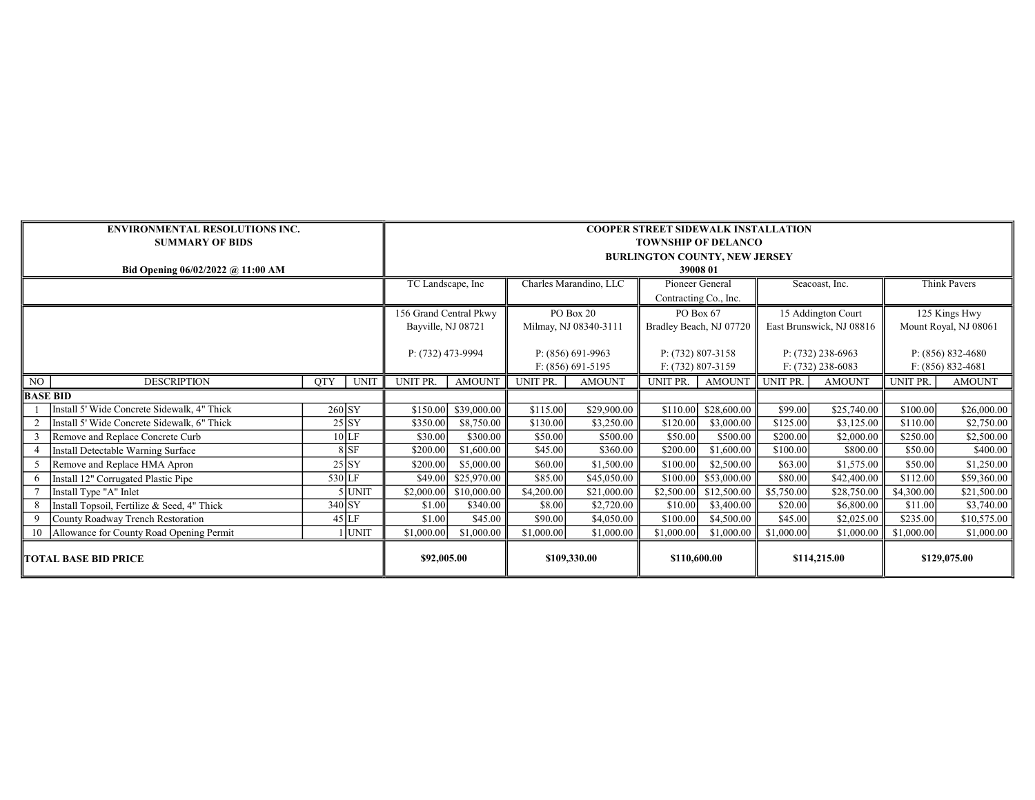| ENVIRONMENTAL RESOLUTIONS INC. SUMMARY OF BIDS<br>Bid Opening 06/02/2022 @ 11:00 AM | | | | COOPER STREET SIDEWALK INSTALLATION<br>TOWNSHIP OF DELANCO<br>BURLINGTON COUNTY, NEW JERSEY<br>39008 01 | | | | | | | | | |
|---|---|---|---|---|---|---|---|---|---|---|---|---|---|
| | | | | TC Landscape, Inc | | Charles Marandino, LLC | | Pioneer General Contracting Co., Inc. | | Seacoast, Inc. | | Think Pavers | |
| | | | | 156 Grand Central Pkwy<br>Bayville, NJ 08721<br><br>P: (732) 473-9994 | | PO Box 20<br>Milmay, NJ 08340-3111<br><br>P: (856) 691-9963<br>F: (856) 691-5195 | | PO Box 67<br>Bradley Beach, NJ 07720<br><br>P: (732) 807-3158<br>F: (732) 807-3159 | | 15 Addington Court<br>East Brunswick, NJ 08816<br><br>P: (732) 238-6963<br>F: (732) 238-6083 | | 125 Kings Hwy<br>Mount Royal, NJ 08061<br><br>P: (856) 832-4680<br>F: (856) 832-4681 | |
| NO | DESCRIPTION | QTY | UNIT | UNIT PR. | AMOUNT | UNIT PR. | AMOUNT | UNIT PR. | AMOUNT | UNIT PR. | AMOUNT | UNIT PR. | AMOUNT |
| **BASE BID** | | | | | | | | | | | | | |
| 1 | Install 5' Wide Concrete Sidewalk, 4" Thick | 260 | SY | $150.00 | $39,000.00 | $115.00 | $29,900.00 | $110.00 | $28,600.00 | $99.00 | $25,740.00 | $100.00 | $26,000.00 |
| 2 | Install 5' Wide Concrete Sidewalk, 6" Thick | 25 | SY | $350.00 | $8,750.00 | $130.00 | $3,250.00 | $120.00 | $3,000.00 | $125.00 | $3,125.00 | $110.00 | $2,750.00 |
| 3 | Remove and Replace Concrete Curb | 10 | LF | $30.00 | $300.00 | $50.00 | $500.00 | $50.00 | $500.00 | $200.00 | $2,000.00 | $250.00 | $2,500.00 |
| 4 | Install Detectable Warning Surface | 8 | SF | $200.00 | $1,600.00 | $45.00 | $360.00 | $200.00 | $1,600.00 | $100.00 | $800.00 | $50.00 | $400.00 |
| 5 | Remove and Replace HMA Apron | 25 | SY | $200.00 | $5,000.00 | $60.00 | $1,500.00 | $100.00 | $2,500.00 | $63.00 | $1,575.00 | $50.00 | $1,250.00 |
| 6 | Install 12" Corrugated Plastic Pipe | 530 | LF | $49.00 | $25,970.00 | $85.00 | $45,050.00 | $100.00 | $53,000.00 | $80.00 | $42,400.00 | $112.00 | $59,360.00 |
| 7 | Install Type "A" Inlet | 5 | UNIT | $2,000.00 | $10,000.00 | $4,200.00 | $21,000.00 | $2,500.00 | $12,500.00 | $5,750.00 | $28,750.00 | $4,300.00 | $21,500.00 |
| 8 | Install Topsoil, Fertilize & Seed, 4" Thick | 340 | SY | $1.00 | $340.00 | $8.00 | $2,720.00 | $10.00 | $3,400.00 | $20.00 | $6,800.00 | $11.00 | $3,740.00 |
| 9 | County Roadway Trench Restoration | 45 | LF | $1.00 | $45.00 | $90.00 | $4,050.00 | $100.00 | $4,500.00 | $45.00 | $2,025.00 | $235.00 | $10,575.00 |
| 10 | Allowance for County Road Opening Permit | 1 | UNIT | $1,000.00 | $1,000.00 | $1,000.00 | $1,000.00 | $1,000.00 | $1,000.00 | $1,000.00 | $1,000.00 | $1,000.00 | $1,000.00 |
| **TOTAL BASE BID PRICE** | | | | **$92,005.00** | | **$109,330.00** | | **$110,600.00** | | **$114,215.00** | | **$129,075.00** | |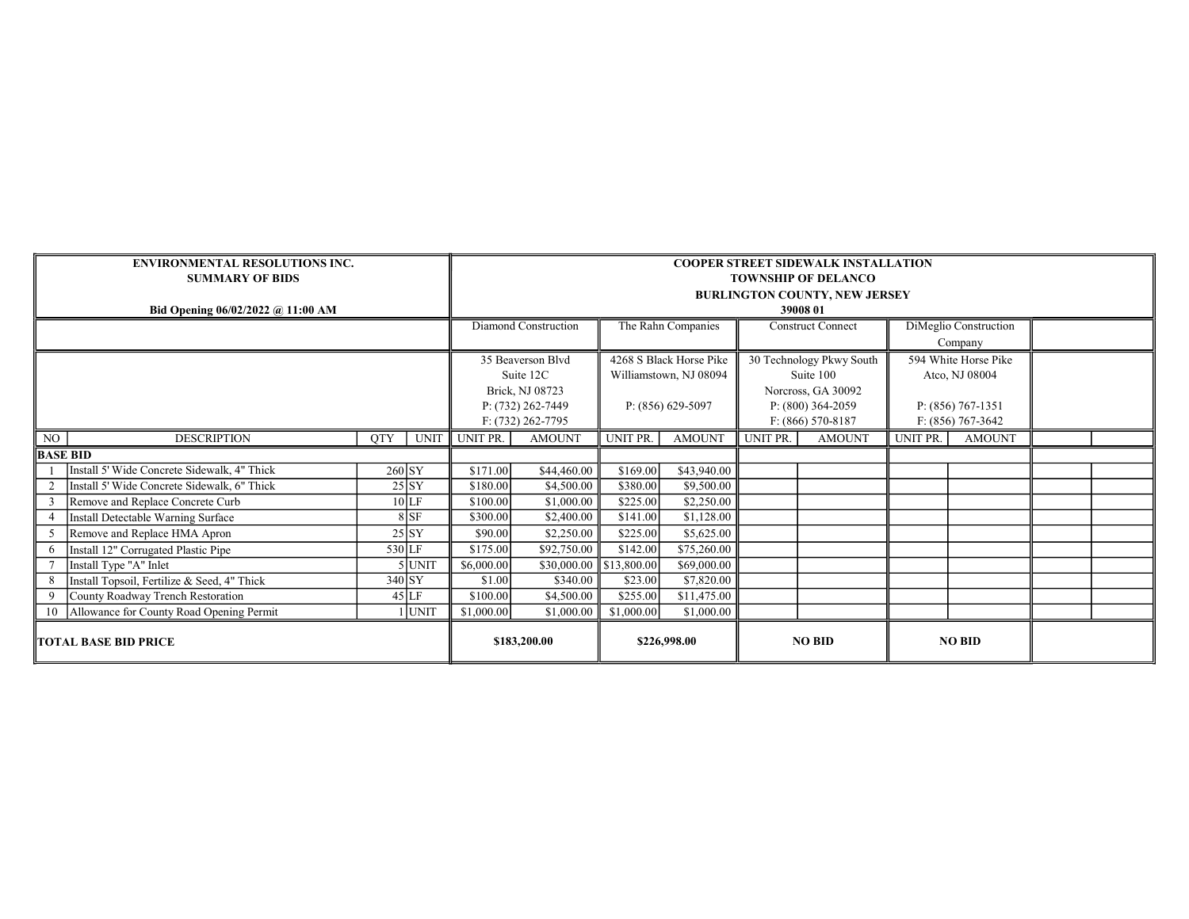| ENVIRONMENTAL RESOLUTIONS INC.<br>SUMMARY OF BIDS<br><br>Bid Opening 06/02/2022 @ 11:00 AM | | | | COOPER STREET SIDEWALK INSTALLATION<br>TOWNSHIP OF DELANCO<br>BURLINGTON COUNTY, NEW JERSEY<br>39008 01 | | | | | | | | | |
|---|---|---|---|---|---|---|---|---|---|---|---|---|---|
| | | | | Diamond Construction | | The Rahn Companies | | Construct Connect | | DiMeglio Construction Company | | | |
| | | | | 35 Beaverson Blvd<br>Suite 12C<br>Brick, NJ 08723<br>P: (732) 262-7449<br>F: (732) 262-7795 | | 4268 S Black Horse Pike<br>Williamstown, NJ 08094<br><br>P: (856) 629-5097 | | 30 Technology Pkwy South<br>Suite 100<br>Norcross, GA 30092<br>P: (800) 364-2059<br>F: (866) 570-8187 | | 594 White Horse Pike<br>Atco, NJ 08004<br><br>P: (856) 767-1351<br>F: (856) 767-3642 | | | |
| NO | DESCRIPTION | QTY | UNIT | UNIT PR. | AMOUNT | UNIT PR. | AMOUNT | UNIT PR. | AMOUNT | UNIT PR. | AMOUNT | | |
| **BASE BID** | | | | | | | | | | | | | |
| 1 | Install 5' Wide Concrete Sidewalk, 4" Thick | 260 | SY | $171.00 | $44,460.00 | $169.00 | $43,940.00 | | | | | | |
| 2 | Install 5' Wide Concrete Sidewalk, 6" Thick | 25 | SY | $180.00 | $4,500.00 | $380.00 | $9,500.00 | | | | | | |
| 3 | Remove and Replace Concrete Curb | 10 | LF | $100.00 | $1,000.00 | $225.00 | $2,250.00 | | | | | | |
| 4 | Install Detectable Warning Surface | 8 | SF | $300.00 | $2,400.00 | $141.00 | $1,128.00 | | | | | | |
| 5 | Remove and Replace HMA Apron | 25 | SY | $90.00 | $2,250.00 | $225.00 | $5,625.00 | | | | | | |
| 6 | Install 12" Corrugated Plastic Pipe | 530 | LF | $175.00 | $92,750.00 | $142.00 | $75,260.00 | | | | | | |
| 7 | Install Type "A" Inlet | 5 | UNIT | $6,000.00 | $30,000.00 | $13,800.00 | $69,000.00 | | | | | | |
| 8 | Install Topsoil, Fertilize & Seed, 4" Thick | 340 | SY | $1.00 | $340.00 | $23.00 | $7,820.00 | | | | | | |
| 9 | County Roadway Trench Restoration | 45 | LF | $100.00 | $4,500.00 | $255.00 | $11,475.00 | | | | | | |
| 10 | Allowance for County Road Opening Permit | 1 | UNIT | $1,000.00 | $1,000.00 | $1,000.00 | $1,000.00 | | | | | | |
| **TOTAL BASE BID PRICE** | | | | **$183,200.00** | | **$226,998.00** | | **NO BID** | | **NO BID** | | | |